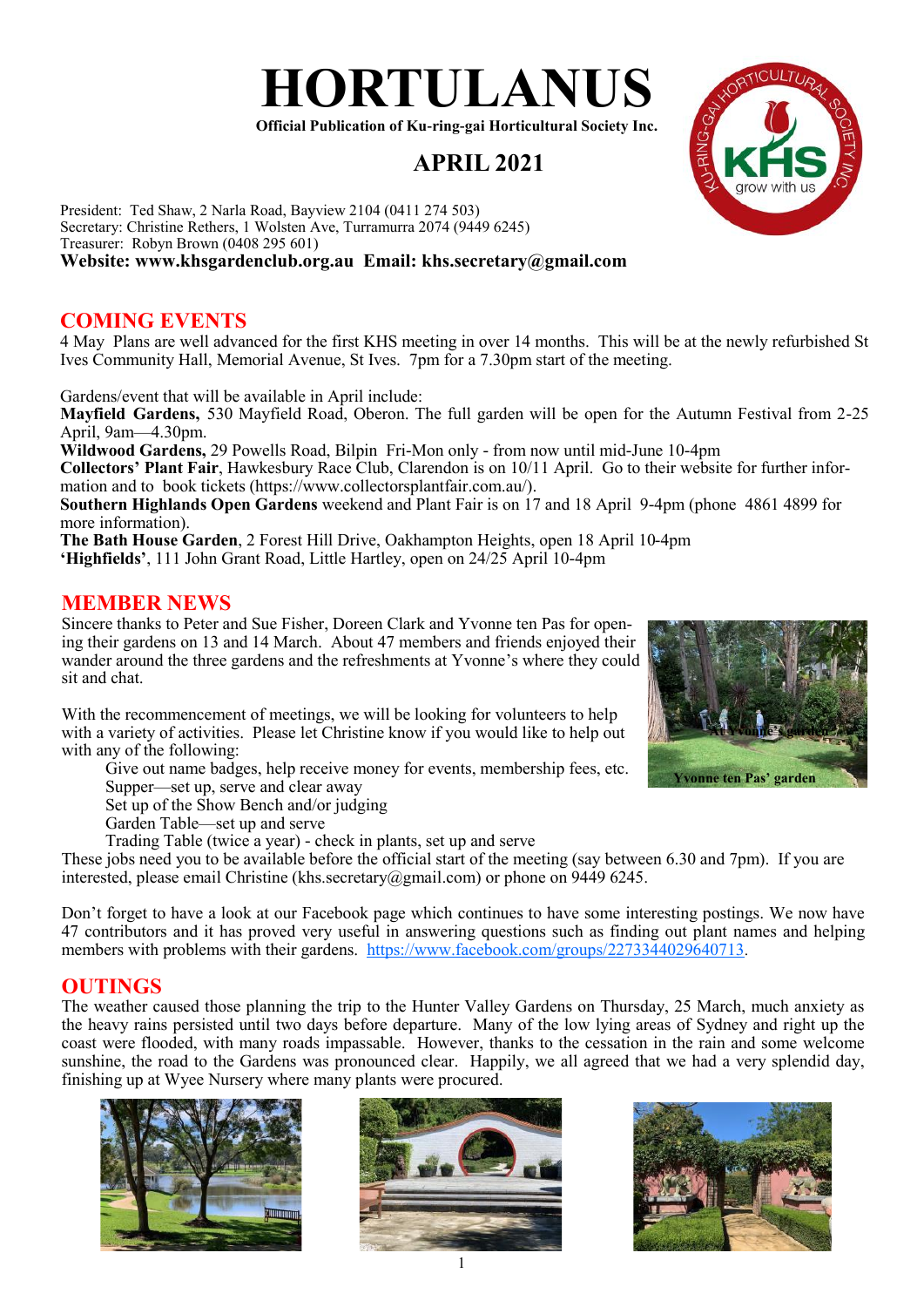# HORTULANUS

**Official Publication of Ku-ring-gai Horticultural Society Inc.**

## APRIL 2021

President: Ted Shaw, 2 Narla Road, Bayview 2104 (0411 274 503)
Secretary: Christine Rethers, 1 Wolsten Ave, Turramurra 2074 (9449 6245)
Treasurer: Robyn Brown (0408 295 601)
**Website: www.khsgardenclub.org.au Email: khs.secretary@gmail.com**

## COMING EVENTS

4 May Plans are well advanced for the first KHS meeting in over 14 months. This will be at the newly refurbished St Ives Community Hall, Memorial Avenue, St Ives. 7pm for a 7.30pm start of the meeting.

Gardens/event that will be available in April include:
**Mayfield Gardens,** 530 Mayfield Road, Oberon. The full garden will be open for the Autumn Festival from 2-25 April, 9am—4.30pm.
**Wildwood Gardens,** 29 Powells Road, Bilpin Fri-Mon only - from now until mid-June 10-4pm
**Collectors' Plant Fair**, Hawkesbury Race Club, Clarendon is on 10/11 April. Go to their website for further information and to book tickets (https://www.collectorsplantfair.com.au/).
**Southern Highlands Open Gardens** weekend and Plant Fair is on 17 and 18 April 9-4pm (phone 4861 4899 for more information).
**The Bath House Garden**, 2 Forest Hill Drive, Oakhampton Heights, open 18 April 10-4pm
**'Highfields'**, 111 John Grant Road, Little Hartley, open on 24/25 April 10-4pm

## MEMBER NEWS

Sincere thanks to Peter and Sue Fisher, Doreen Clark and Yvonne ten Pas for opening their gardens on 13 and 14 March. About 47 members and friends enjoyed their wander around the three gardens and the refreshments at Yvonne's where they could sit and chat.

Yvonne ten Pas' garden

With the recommencement of meetings, we will be looking for volunteers to help with a variety of activities. Please let Christine know if you would like to help out with any of the following:

- Give out name badges, help receive money for events, membership fees, etc.
- Supper—set up, serve and clear away
- Set up of the Show Bench and/or judging
- Garden Table—set up and serve
- Trading Table (twice a year) - check in plants, set up and serve

These jobs need you to be available before the official start of the meeting (say between 6.30 and 7pm). If you are interested, please email Christine (khs.secretary@gmail.com) or phone on 9449 6245.

Don't forget to have a look at our Facebook page which continues to have some interesting postings. We now have 47 contributors and it has proved very useful in answering questions such as finding out plant names and helping members with problems with their gardens. https://www.facebook.com/groups/2273344029640713.

## OUTINGS

The weather caused those planning the trip to the Hunter Valley Gardens on Thursday, 25 March, much anxiety as the heavy rains persisted until two days before departure. Many of the low lying areas of Sydney and right up the coast were flooded, with many roads impassable. However, thanks to the cessation in the rain and some welcome sunshine, the road to the Gardens was pronounced clear. Happily, we all agreed that we had a very splendid day, finishing up at Wyee Nursery where many plants were procured.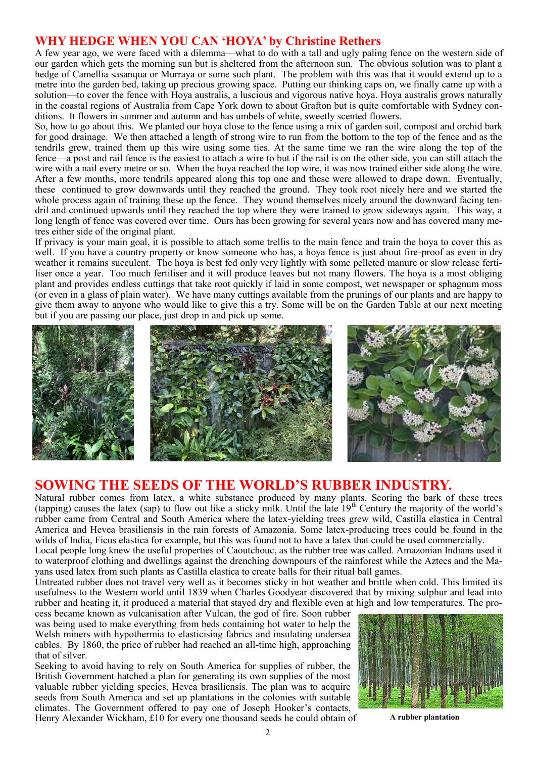## WHY HEDGE WHEN YOU CAN 'HOYA' by Christine Rethers

A few year ago, we were faced with a dilemma—what to do with a tall and ugly paling fence on the western side of our garden which gets the morning sun but is sheltered from the afternoon sun. The obvious solution was to plant a hedge of Camellia sasanqua or Murraya or some such plant. The problem with this was that it would extend up to a metre into the garden bed, taking up precious growing space. Putting our thinking caps on, we finally came up with a solution—to cover the fence with Hoya australis, a luscious and vigorous native hoya. Hoya australis grows naturally in the coastal regions of Australia from Cape York down to about Grafton but is quite comfortable with Sydney conditions. It flowers in summer and autumn and has umbels of white, sweetly scented flowers.

So, how to go about this. We planted our hoya close to the fence using a mix of garden soil, compost and orchid bark for good drainage. We then attached a length of strong wire to run from the bottom to the top of the fence and as the tendrils grew, trained them up this wire using some ties. At the same time we ran the wire along the top of the fence—a post and rail fence is the easiest to attach a wire to but if the rail is on the other side, you can still attach the wire with a nail every metre or so. When the hoya reached the top wire, it was now trained either side along the wire. After a few months, more tendrils appeared along this top one and these were allowed to drape down. Eventually, these continued to grow downwards until they reached the ground. They took root nicely here and we started the whole process again of training these up the fence. They wound themselves nicely around the downward facing tendril and continued upwards until they reached the top where they were trained to grow sideways again. This way, a long length of fence was covered over time. Ours has been growing for several years now and has covered many metres either side of the original plant.

If privacy is your main goal, it is possible to attach some trellis to the main fence and train the hoya to cover this as well. If you have a country property or know someone who has, a hoya fence is just about fire-proof as even in dry weather it remains succulent. The hoya is best fed only very lightly with some pelleted manure or slow release fertiliser once a year. Too much fertiliser and it will produce leaves but not many flowers. The hoya is a most obliging plant and provides endless cuttings that take root quickly if laid in some compost, wet newspaper or sphagnum moss (or even in a glass of plain water). We have many cuttings available from the prunings of our plants and are happy to give them away to anyone who would like to give this a try. Some will be on the Garden Table at our next meeting but if you are passing our place, just drop in and pick up some.

## SOWING THE SEEDS OF THE WORLD'S RUBBER INDUSTRY.

Natural rubber comes from latex, a white substance produced by many plants. Scoring the bark of these trees (tapping) causes the latex (sap) to flow out like a sticky milk. Until the late 19th Century the majority of the world's rubber came from Central and South America where the latex-yielding trees grew wild, Castilla elastica in Central America and Hevea brasiliensis in the rain forests of Amazonia. Some latex-producing trees could be found in the wilds of India, Ficus elastica for example, but this was found not to have a latex that could be used commercially.

Local people long knew the useful properties of Caoutchouc, as the rubber tree was called. Amazonian Indians used it to waterproof clothing and dwellings against the drenching downpours of the rainforest while the Aztecs and the Mayans used latex from such plants as Castilla elastica to create balls for their ritual ball games.

Untreated rubber does not travel very well as it becomes sticky in hot weather and brittle when cold. This limited its usefulness to the Western world until 1839 when Charles Goodyear discovered that by mixing sulphur and lead into rubber and heating it, it produced a material that stayed dry and flexible even at high and low temperatures. The process became known as vulcanisation after Vulcan, the god of fire. Soon rubber was being used to make everything from beds containing hot water to help the Welsh miners with hypothermia to elasticising fabrics and insulating undersea cables. By 1860, the price of rubber had reached an all-time high, approaching that of silver.

Seeking to avoid having to rely on South America for supplies of rubber, the British Government hatched a plan for generating its own supplies of the most valuable rubber yielding species, Hevea brasiliensis. The plan was to acquire seeds from South America and set up plantations in the colonies with suitable climates. The Government offered to pay one of Joseph Hooker's contacts, Henry Alexander Wickham, £10 for every one thousand seeds he could obtain of

**A rubber plantation**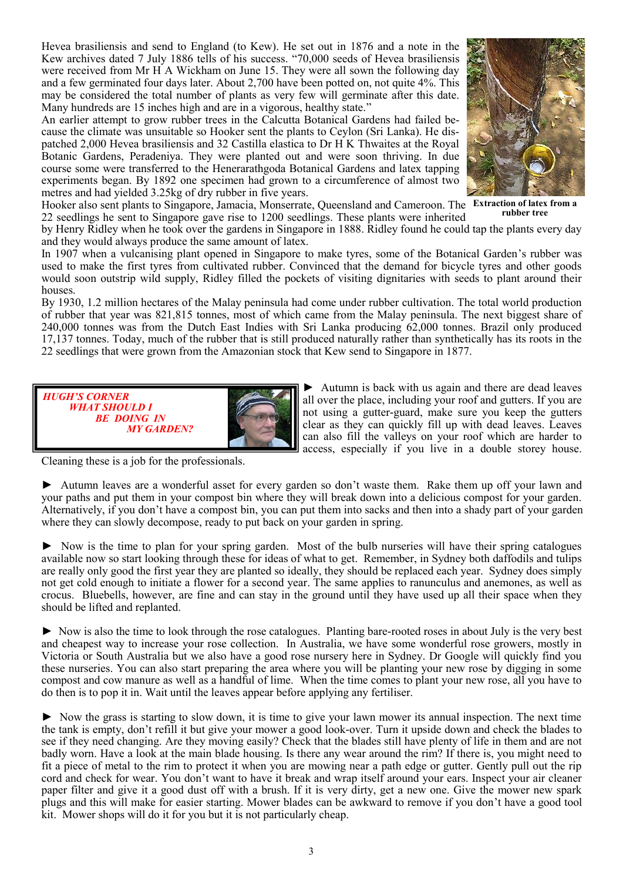Hevea brasiliensis and send to England (to Kew). He set out in 1876 and a note in the Kew archives dated 7 July 1886 tells of his success. "70,000 seeds of Hevea brasiliensis were received from Mr H A Wickham on June 15. They were all sown the following day and a few germinated four days later. About 2,700 have been potted on, not quite 4%. This may be considered the total number of plants as very few will germinate after this date. Many hundreds are 15 inches high and are in a vigorous, healthy state."

An earlier attempt to grow rubber trees in the Calcutta Botanical Gardens had failed because the climate was unsuitable so Hooker sent the plants to Ceylon (Sri Lanka). He despatched 2,000 Hevea brasiliensis and 32 Castilla elastica to Dr H K Thwaites at the Royal Botanic Gardens, Peradeniya. They were planted out and were soon thriving. In due course some were transferred to the Henerarathgoda Botanical Gardens and latex tapping experiments began. By 1892 one specimen had grown to a circumference of almost two metres and had yielded 3.25kg of dry rubber in five years.

**Extraction of latex from a rubber tree**

Hooker also sent plants to Singapore, Jamacia, Monserrate, Queensland and Cameroon. The 22 seedlings he sent to Singapore gave rise to 1200 seedlings. These plants were inherited by Henry Ridley when he took over the gardens in Singapore in 1888. Ridley found he could tap the plants every day and they would always produce the same amount of latex.

In 1907 when a vulcanising plant opened in Singapore to make tyres, some of the Botanical Garden's rubber was used to make the first tyres from cultivated rubber. Convinced that the demand for bicycle tyres and other goods would soon outstrip wild supply, Ridley filled the pockets of visiting dignitaries with seeds to plant around their houses.

By 1930, 1.2 million hectares of the Malay peninsula had come under rubber cultivation. The total world production of rubber that year was 821,815 tonnes, most of which came from the Malay peninsula. The next biggest share of 240,000 tonnes was from the Dutch East Indies with Sri Lanka producing 62,000 tonnes. Brazil only produced 17,137 tonnes. Today, much of the rubber that is still produced naturally rather than synthetically has its roots in the 22 seedlings that were grown from the Amazonian stock that Kew send to Singapore in 1877.

## *HUGH'S CORNER — WHAT SHOULD I BE DOING IN MY GARDEN?*

► Autumn is back with us again and there are dead leaves all over the place, including your roof and gutters. If you are not using a gutter-guard, make sure you keep the gutters clear as they can quickly fill up with dead leaves. Leaves can also fill the valleys on your roof which are harder to access, especially if you live in a double storey house. Cleaning these is a job for the professionals.

► Autumn leaves are a wonderful asset for every garden so don't waste them. Rake them up off your lawn and your paths and put them in your compost bin where they will break down into a delicious compost for your garden. Alternatively, if you don't have a compost bin, you can put them into sacks and then into a shady part of your garden where they can slowly decompose, ready to put back on your garden in spring.

► Now is the time to plan for your spring garden. Most of the bulb nurseries will have their spring catalogues available now so start looking through these for ideas of what to get. Remember, in Sydney both daffodils and tulips are really only good the first year they are planted so ideally, they should be replaced each year. Sydney does simply not get cold enough to initiate a flower for a second year. The same applies to ranunculus and anemones, as well as crocus. Bluebells, however, are fine and can stay in the ground until they have used up all their space when they should be lifted and replanted.

► Now is also the time to look through the rose catalogues. Planting bare-rooted roses in about July is the very best and cheapest way to increase your rose collection. In Australia, we have some wonderful rose growers, mostly in Victoria or South Australia but we also have a good rose nursery here in Sydney. Dr Google will quickly find you these nurseries. You can also start preparing the area where you will be planting your new rose by digging in some compost and cow manure as well as a handful of lime. When the time comes to plant your new rose, all you have to do then is to pop it in. Wait until the leaves appear before applying any fertiliser.

► Now the grass is starting to slow down, it is time to give your lawn mower its annual inspection. The next time the tank is empty, don't refill it but give your mower a good look-over. Turn it upside down and check the blades to see if they need changing. Are they moving easily? Check that the blades still have plenty of life in them and are not badly worn. Have a look at the main blade housing. Is there any wear around the rim? If there is, you might need to fit a piece of metal to the rim to protect it when you are mowing near a path edge or gutter. Gently pull out the rip cord and check for wear. You don't want to have it break and wrap itself around your ears. Inspect your air cleaner paper filter and give it a good dust off with a brush. If it is very dirty, get a new one. Give the mower new spark plugs and this will make for easier starting. Mower blades can be awkward to remove if you don't have a good tool kit. Mower shops will do it for you but it is not particularly cheap.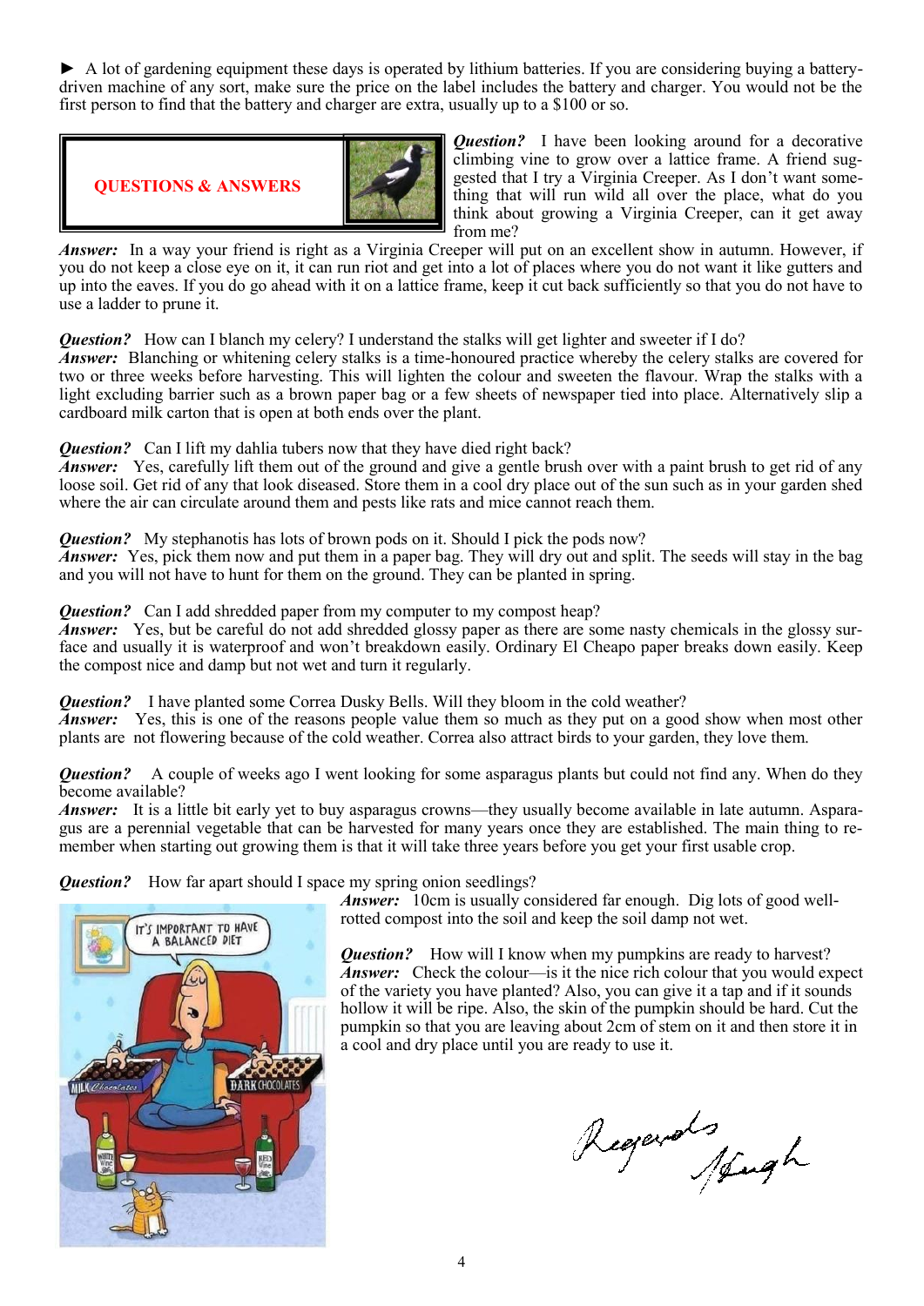► A lot of gardening equipment these days is operated by lithium batteries. If you are considering buying a battery-driven machine of any sort, make sure the price on the label includes the battery and charger. You would not be the first person to find that the battery and charger are extra, usually up to a $100 or so.

## QUESTIONS & ANSWERS

***Question?*** I have been looking around for a decorative climbing vine to grow over a lattice frame. A friend suggested that I try a Virginia Creeper. As I don't want something that will run wild all over the place, what do you think about growing a Virginia Creeper, can it get away from me?

***Answer:*** In a way your friend is right as a Virginia Creeper will put on an excellent show in autumn. However, if you do not keep a close eye on it, it can run riot and get into a lot of places where you do not want it like gutters and up into the eaves. If you do go ahead with it on a lattice frame, keep it cut back sufficiently so that you do not have to use a ladder to prune it.

***Question?*** How can I blanch my celery? I understand the stalks will get lighter and sweeter if I do?

***Answer:*** Blanching or whitening celery stalks is a time-honoured practice whereby the celery stalks are covered for two or three weeks before harvesting. This will lighten the colour and sweeten the flavour. Wrap the stalks with a light excluding barrier such as a brown paper bag or a few sheets of newspaper tied into place. Alternatively slip a cardboard milk carton that is open at both ends over the plant.

***Question?*** Can I lift my dahlia tubers now that they have died right back?

***Answer:*** Yes, carefully lift them out of the ground and give a gentle brush over with a paint brush to get rid of any loose soil. Get rid of any that look diseased. Store them in a cool dry place out of the sun such as in your garden shed where the air can circulate around them and pests like rats and mice cannot reach them.

***Question?*** My stephanotis has lots of brown pods on it. Should I pick the pods now?

***Answer:*** Yes, pick them now and put them in a paper bag. They will dry out and split. The seeds will stay in the bag and you will not have to hunt for them on the ground. They can be planted in spring.

***Question?*** Can I add shredded paper from my computer to my compost heap?

***Answer:*** Yes, but be careful do not add shredded glossy paper as there are some nasty chemicals in the glossy surface and usually it is waterproof and won't breakdown easily. Ordinary El Cheapo paper breaks down easily. Keep the compost nice and damp but not wet and turn it regularly.

***Question?*** I have planted some Correa Dusky Bells. Will they bloom in the cold weather?

***Answer:*** Yes, this is one of the reasons people value them so much as they put on a good show when most other plants are not flowering because of the cold weather. Correa also attract birds to your garden, they love them.

***Question?*** A couple of weeks ago I went looking for some asparagus plants but could not find any. When do they become available?

***Answer:*** It is a little bit early yet to buy asparagus crowns—they usually become available in late autumn. Asparagus are a perennial vegetable that can be harvested for many years once they are established. The main thing to remember when starting out growing them is that it will take three years before you get your first usable crop.

***Question?*** How far apart should I space my spring onion seedlings?

***Answer:*** 10cm is usually considered far enough. Dig lots of good well-rotted compost into the soil and keep the soil damp not wet.

***Question?*** How will I know when my pumpkins are ready to harvest?

***Answer:*** Check the colour—is it the nice rich colour that you would expect of the variety you have planted? Also, you can give it a tap and if it sounds hollow it will be ripe. Also, the skin of the pumpkin should be hard. Cut the pumpkin so that you are leaving about 2cm of stem on it and then store it in a cool and dry place until you are ready to use it.

Regards Hugh